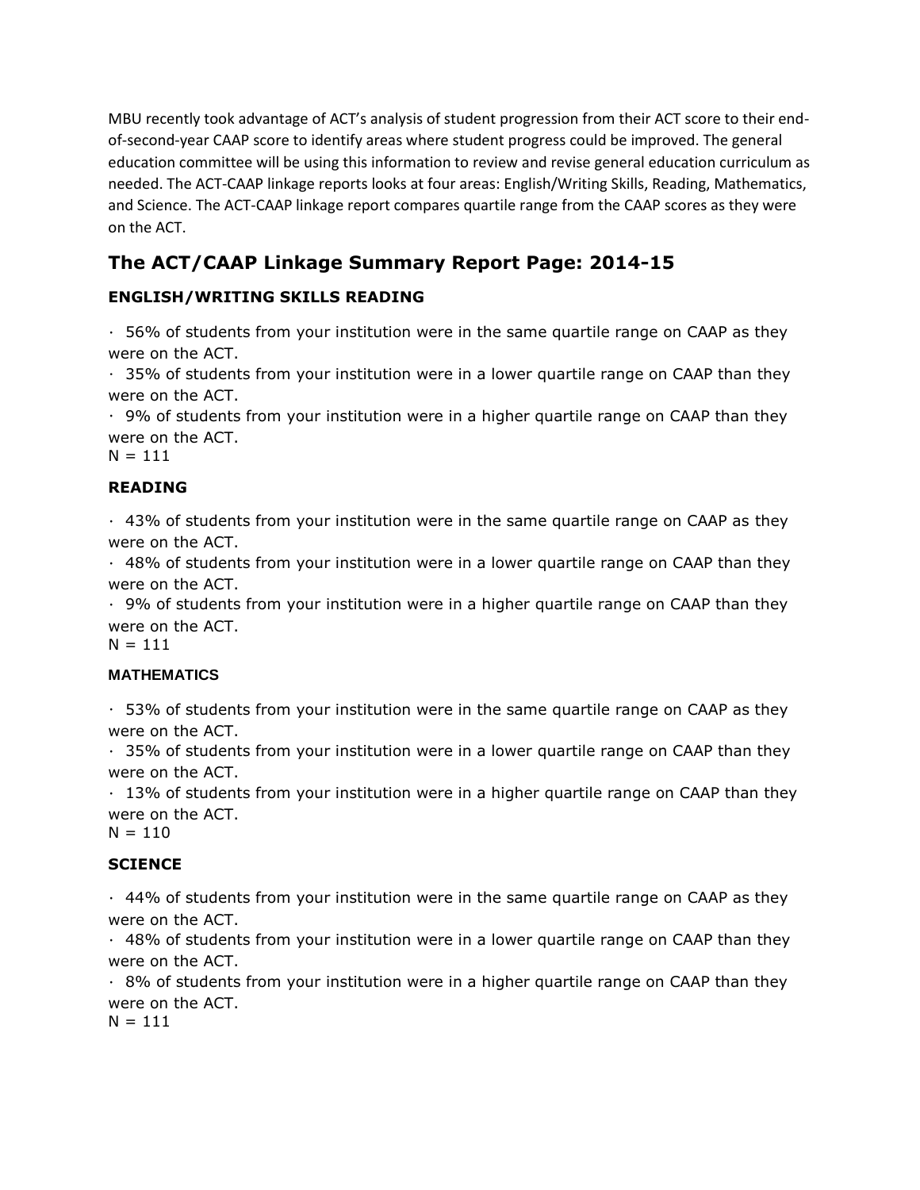MBU recently took advantage of ACT's analysis of student progression from their ACT score to their end-of-second-year CAAP score to identify areas where student progress could be improved. The general education committee will be using this information to review and revise general education curriculum as needed. The ACT-CAAP linkage reports looks at four areas: English/Writing Skills, Reading, Mathematics, and Science. The ACT-CAAP linkage report compares quartile range from the CAAP scores as they were on the ACT.

## The ACT/CAAP Linkage Summary Report Page: 2014-15

### ENGLISH/WRITING SKILLS READING

· 56% of students from your institution were in the same quartile range on CAAP as they were on the ACT.
· 35% of students from your institution were in a lower quartile range on CAAP than they were on the ACT.
· 9% of students from your institution were in a higher quartile range on CAAP than they were on the ACT.
N = 111

### READING

· 43% of students from your institution were in the same quartile range on CAAP as they were on the ACT.
· 48% of students from your institution were in a lower quartile range on CAAP than they were on the ACT.
· 9% of students from your institution were in a higher quartile range on CAAP than they were on the ACT.
N = 111

### MATHEMATICS

· 53% of students from your institution were in the same quartile range on CAAP as they were on the ACT.
· 35% of students from your institution were in a lower quartile range on CAAP than they were on the ACT.
· 13% of students from your institution were in a higher quartile range on CAAP than they were on the ACT.
N = 110

### SCIENCE

· 44% of students from your institution were in the same quartile range on CAAP as they were on the ACT.
· 48% of students from your institution were in a lower quartile range on CAAP than they were on the ACT.
· 8% of students from your institution were in a higher quartile range on CAAP than they were on the ACT.
N = 111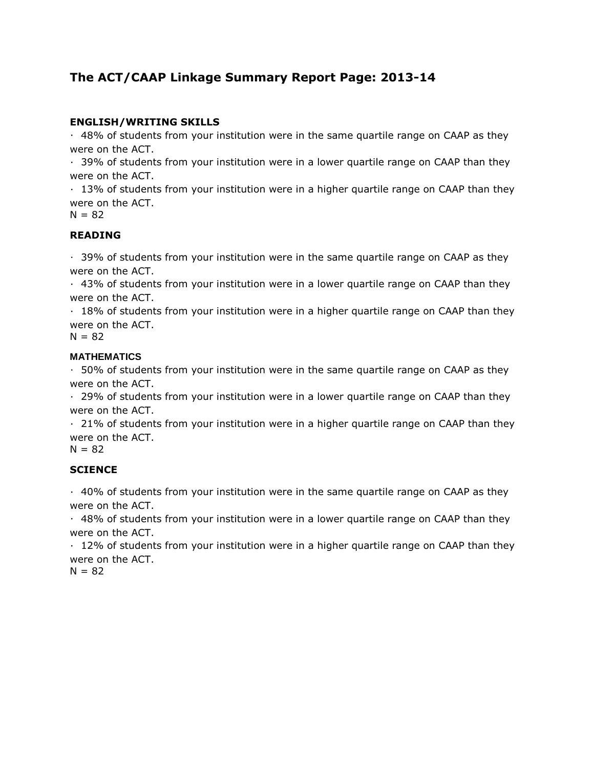## The ACT/CAAP Linkage Summary Report Page: 2013-14

### ENGLISH/WRITING SKILLS

- 48% of students from your institution were in the same quartile range on CAAP as they were on the ACT.
- 39% of students from your institution were in a lower quartile range on CAAP than they were on the ACT.
- 13% of students from your institution were in a higher quartile range on CAAP than they were on the ACT.

N = 82

### READING

- 39% of students from your institution were in the same quartile range on CAAP as they were on the ACT.
- 43% of students from your institution were in a lower quartile range on CAAP than they were on the ACT.
- 18% of students from your institution were in a higher quartile range on CAAP than they were on the ACT.

N = 82

### MATHEMATICS

- 50% of students from your institution were in the same quartile range on CAAP as they were on the ACT.
- 29% of students from your institution were in a lower quartile range on CAAP than they were on the ACT.
- 21% of students from your institution were in a higher quartile range on CAAP than they were on the ACT.

N = 82

### SCIENCE

- 40% of students from your institution were in the same quartile range on CAAP as they were on the ACT.
- 48% of students from your institution were in a lower quartile range on CAAP than they were on the ACT.
- 12% of students from your institution were in a higher quartile range on CAAP than they were on the ACT.

N = 82